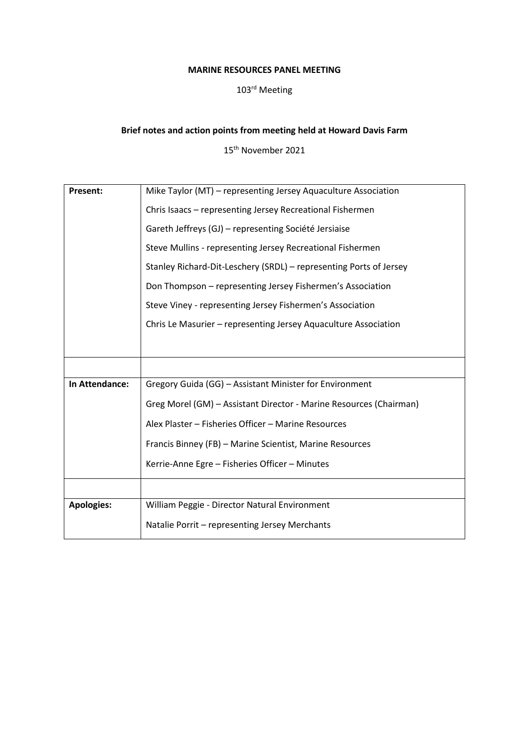**MARINE RESOURCES PANEL MEETING**

103rd Meeting

**Brief notes and action points from meeting held at Howard Davis Farm**

15th November 2021

| | |
|---|---|
| **Present:** | Mike Taylor (MT) – representing Jersey Aquaculture Association<br>Chris Isaacs – representing Jersey Recreational Fishermen<br>Gareth Jeffreys (GJ) – representing Société Jersiaise<br>Steve Mullins - representing Jersey Recreational Fishermen<br>Stanley Richard-Dit-Leschery (SRDL) – representing Ports of Jersey<br>Don Thompson – representing Jersey Fishermen's Association<br>Steve Viney - representing Jersey Fishermen's Association<br>Chris Le Masurier – representing Jersey Aquaculture Association |
| | |
| **In Attendance:** | Gregory Guida (GG) – Assistant Minister for Environment<br>Greg Morel (GM) – Assistant Director - Marine Resources (Chairman)<br>Alex Plaster – Fisheries Officer – Marine Resources<br>Francis Binney (FB) – Marine Scientist, Marine Resources<br>Kerrie-Anne Egre – Fisheries Officer – Minutes |
| | |
| **Apologies:** | William Peggie - Director Natural Environment<br>Natalie Porrit – representing Jersey Merchants |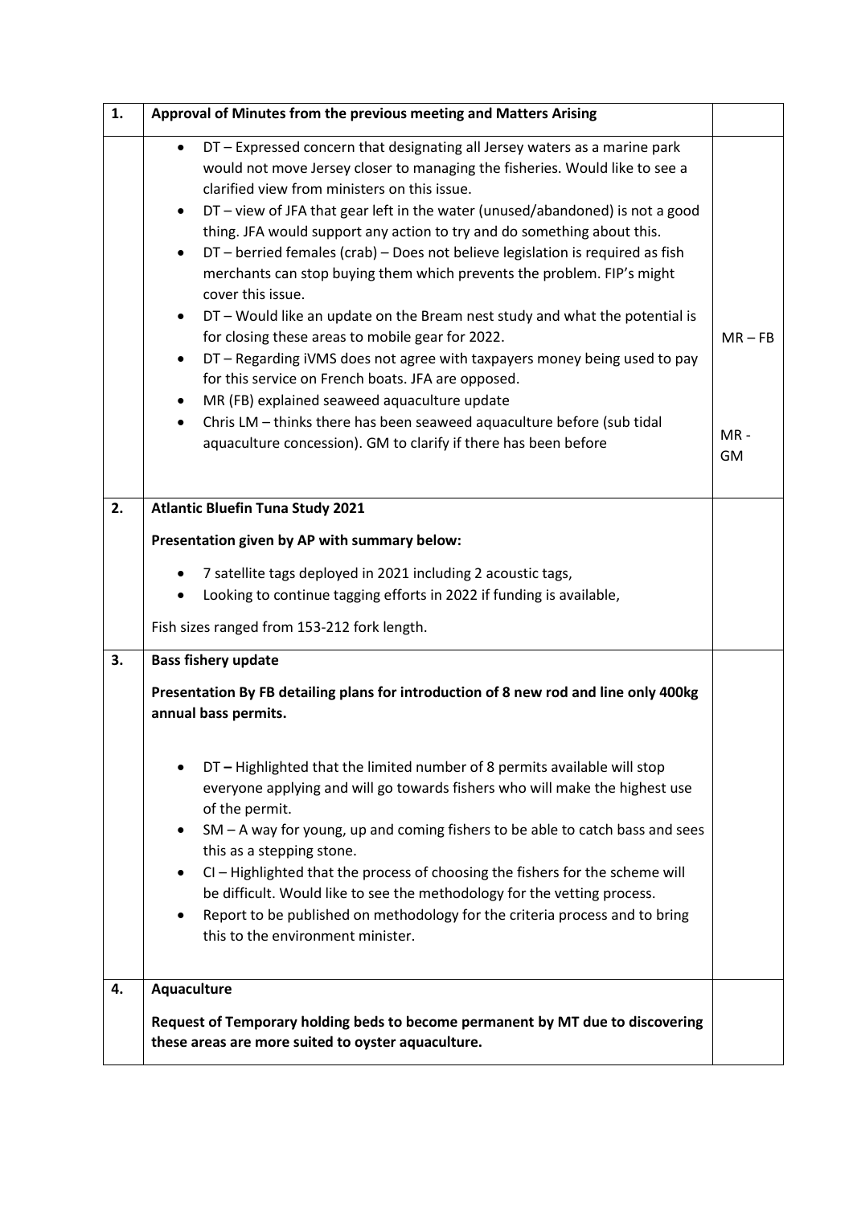| 1. | Approval of Minutes from the previous meeting and Matters Arising | |
|---|---|---|
| | • DT – Expressed concern that designating all Jersey waters as a marine park would not move Jersey closer to managing the fisheries. Would like to see a clarified view from ministers on this issue.<br>• DT – view of JFA that gear left in the water (unused/abandoned) is not a good thing. JFA would support any action to try and do something about this.<br>• DT – berried females (crab) – Does not believe legislation is required as fish merchants can stop buying them which prevents the problem. FIP's might cover this issue.<br>• DT – Would like an update on the Bream nest study and what the potential is for closing these areas to mobile gear for 2022.<br>• DT – Regarding iVMS does not agree with taxpayers money being used to pay for this service on French boats. JFA are opposed.<br>• MR (FB) explained seaweed aquaculture update<br>• Chris LM – thinks there has been seaweed aquaculture before (sub tidal aquaculture concession). GM to clarify if there has been before | MR – FB<br><br>MR - GM |
| **2.** | **Atlantic Bluefin Tuna Study 2021**<br><br>**Presentation given by AP with summary below:**<br><br>• 7 satellite tags deployed in 2021 including 2 acoustic tags,<br>• Looking to continue tagging efforts in 2022 if funding is available,<br><br>Fish sizes ranged from 153-212 fork length. | |
| **3.** | **Bass fishery update**<br><br>**Presentation By FB detailing plans for introduction of 8 new rod and line only 400kg annual bass permits.**<br><br>• DT – Highlighted that the limited number of 8 permits available will stop everyone applying and will go towards fishers who will make the highest use of the permit.<br>• SM – A way for young, up and coming fishers to be able to catch bass and sees this as a stepping stone.<br>• CI – Highlighted that the process of choosing the fishers for the scheme will be difficult. Would like to see the methodology for the vetting process.<br>• Report to be published on methodology for the criteria process and to bring this to the environment minister. | |
| **4.** | **Aquaculture**<br><br>**Request of Temporary holding beds to become permanent by MT due to discovering these areas are more suited to oyster aquaculture.** | |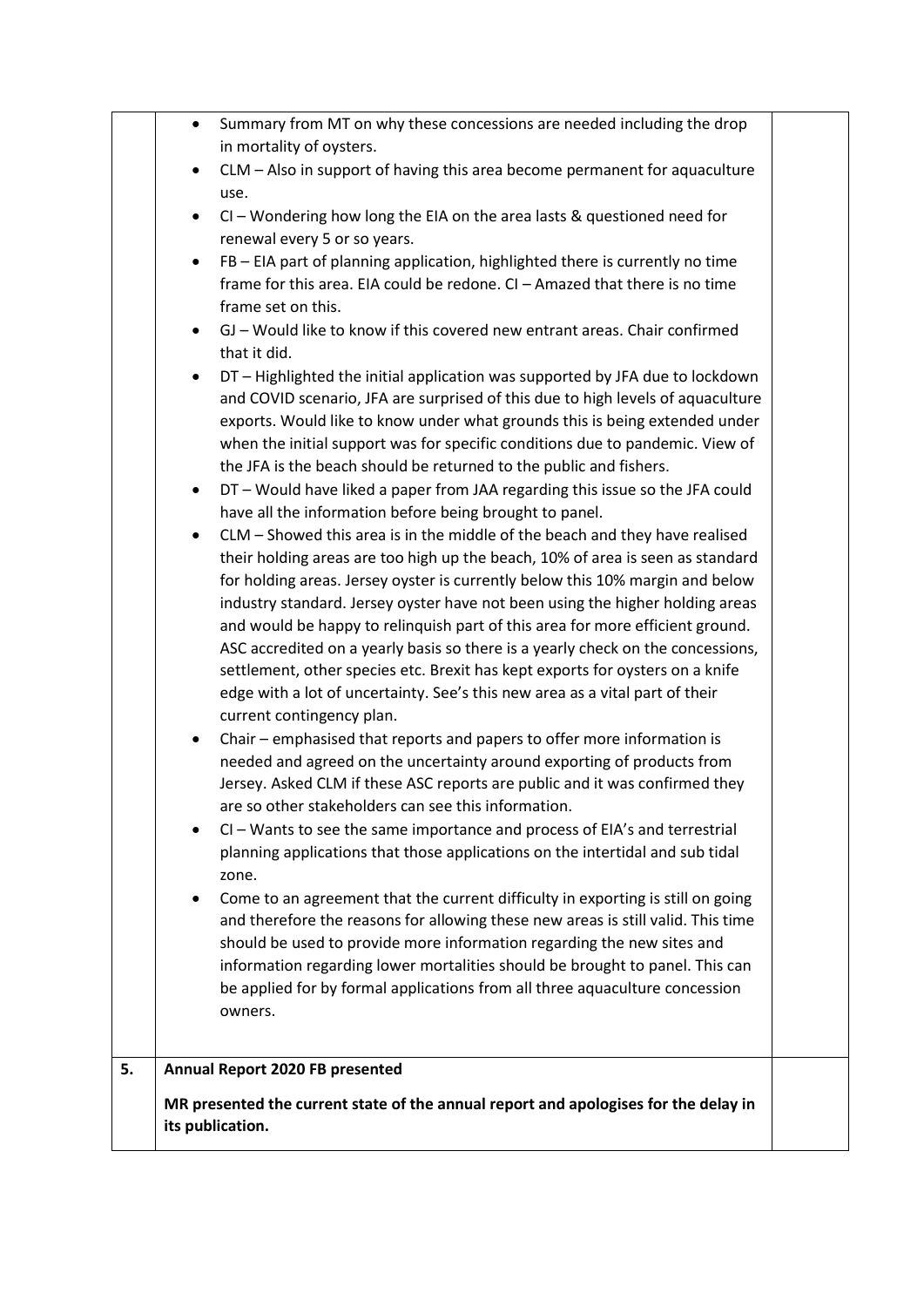|  |  |  |
|---|---|---|
|  | - Summary from MT on why these concessions are needed including the drop in mortality of oysters.<br>- CLM – Also in support of having this area become permanent for aquaculture use.<br>- CI – Wondering how long the EIA on the area lasts & questioned need for renewal every 5 or so years.<br>- FB – EIA part of planning application, highlighted there is currently no time frame for this area. EIA could be redone. CI – Amazed that there is no time frame set on this.<br>- GJ – Would like to know if this covered new entrant areas. Chair confirmed that it did.<br>- DT – Highlighted the initial application was supported by JFA due to lockdown and COVID scenario, JFA are surprised of this due to high levels of aquaculture exports. Would like to know under what grounds this is being extended under when the initial support was for specific conditions due to pandemic. View of the JFA is the beach should be returned to the public and fishers.<br>- DT – Would have liked a paper from JAA regarding this issue so the JFA could have all the information before being brought to panel.<br>- CLM – Showed this area is in the middle of the beach and they have realised their holding areas are too high up the beach, 10% of area is seen as standard for holding areas. Jersey oyster is currently below this 10% margin and below industry standard. Jersey oyster have not been using the higher holding areas and would be happy to relinquish part of this area for more efficient ground. ASC accredited on a yearly basis so there is a yearly check on the concessions, settlement, other species etc. Brexit has kept exports for oysters on a knife edge with a lot of uncertainty. See's this new area as a vital part of their current contingency plan.<br>- Chair – emphasised that reports and papers to offer more information is needed and agreed on the uncertainty around exporting of products from Jersey. Asked CLM if these ASC reports are public and it was confirmed they are so other stakeholders can see this information.<br>- CI – Wants to see the same importance and process of EIA's and terrestrial planning applications that those applications on the intertidal and sub tidal zone.<br>- Come to an agreement that the current difficulty in exporting is still on going and therefore the reasons for allowing these new areas is still valid. This time should be used to provide more information regarding the new sites and information regarding lower mortalities should be brought to panel. This can be applied for by formal applications from all three aquaculture concession owners. |  |
| **5.** | **Annual Report 2020 FB presented**<br><br>**MR presented the current state of the annual report and apologises for the delay in its publication.** |  |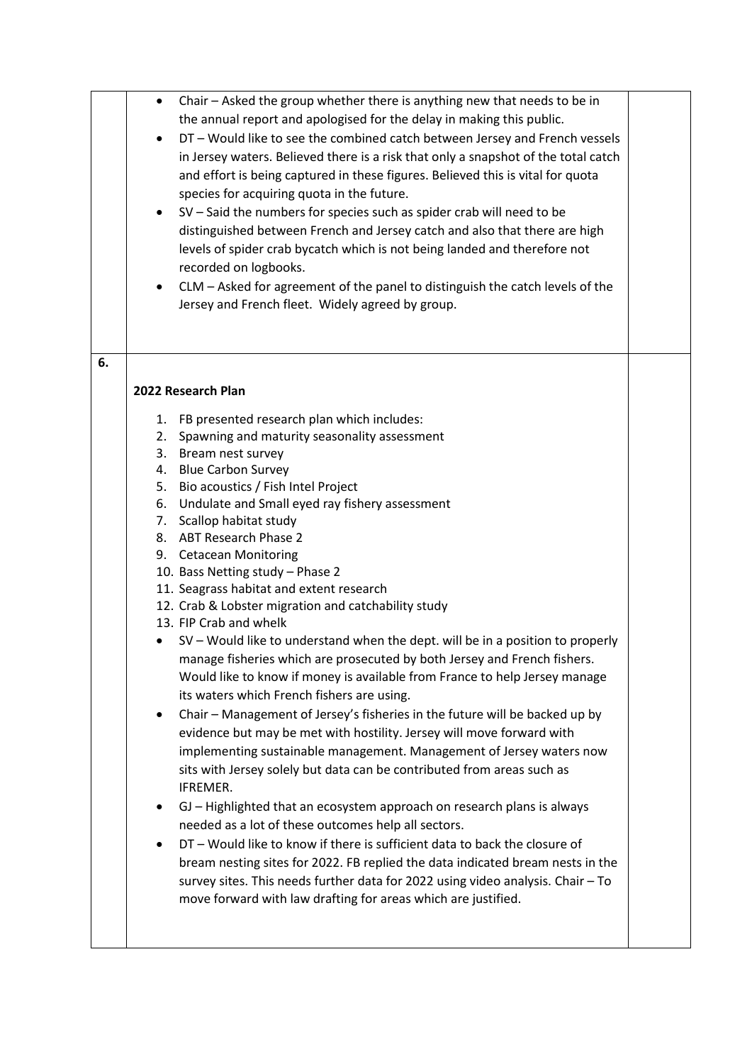| | | |
|---|---|---|
| | • Chair – Asked the group whether there is anything new that needs to be in the annual report and apologised for the delay in making this public.<br>• DT – Would like to see the combined catch between Jersey and French vessels in Jersey waters. Believed there is a risk that only a snapshot of the total catch and effort is being captured in these figures. Believed this is vital for quota species for acquiring quota in the future.<br>• SV – Said the numbers for species such as spider crab will need to be distinguished between French and Jersey catch and also that there are high levels of spider crab bycatch which is not being landed and therefore not recorded on logbooks.<br>• CLM – Asked for agreement of the panel to distinguish the catch levels of the Jersey and French fleet. Widely agreed by group. | |
| 6. | **2022 Research Plan**<br><br>1. FB presented research plan which includes:<br>2. Spawning and maturity seasonality assessment<br>3. Bream nest survey<br>4. Blue Carbon Survey<br>5. Bio acoustics / Fish Intel Project<br>6. Undulate and Small eyed ray fishery assessment<br>7. Scallop habitat study<br>8. ABT Research Phase 2<br>9. Cetacean Monitoring<br>10. Bass Netting study – Phase 2<br>11. Seagrass habitat and extent research<br>12. Crab & Lobster migration and catchability study<br>13. FIP Crab and whelk<br><br>• SV – Would like to understand when the dept. will be in a position to properly manage fisheries which are prosecuted by both Jersey and French fishers. Would like to know if money is available from France to help Jersey manage its waters which French fishers are using.<br>• Chair – Management of Jersey's fisheries in the future will be backed up by evidence but may be met with hostility. Jersey will move forward with implementing sustainable management. Management of Jersey waters now sits with Jersey solely but data can be contributed from areas such as IFREMER.<br>• GJ – Highlighted that an ecosystem approach on research plans is always needed as a lot of these outcomes help all sectors.<br>• DT – Would like to know if there is sufficient data to back the closure of bream nesting sites for 2022. FB replied the data indicated bream nests in the survey sites. This needs further data for 2022 using video analysis. Chair – To move forward with law drafting for areas which are justified. | |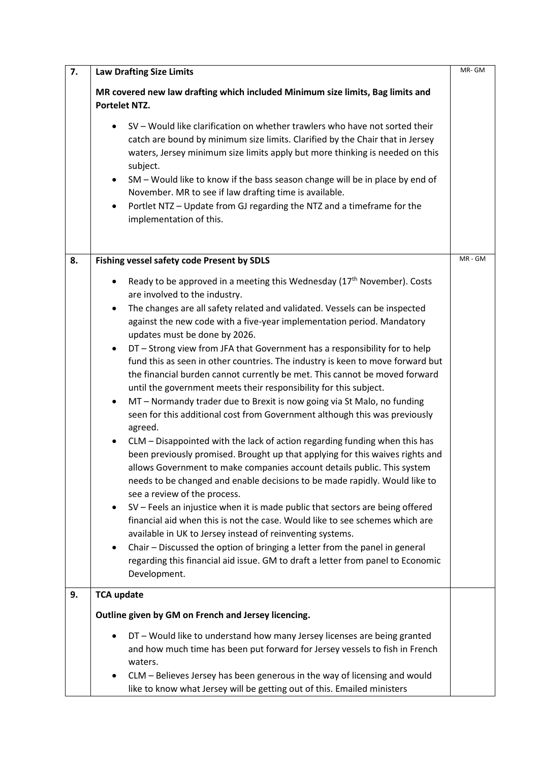| | | |
|---|---|---|
| 7. | **Law Drafting Size Limits**<br><br>**MR covered new law drafting which included Minimum size limits, Bag limits and Portelet NTZ.**<br><br>• SV – Would like clarification on whether trawlers who have not sorted their catch are bound by minimum size limits. Clarified by the Chair that in Jersey waters, Jersey minimum size limits apply but more thinking is needed on this subject.<br>• SM – Would like to know if the bass season change will be in place by end of November. MR to see if law drafting time is available.<br>• Portlet NTZ – Update from GJ regarding the NTZ and a timeframe for the implementation of this. | MR- GM |
| 8. | **Fishing vessel safety code Present by SDLS**<br><br>• Ready to be approved in a meeting this Wednesday (17th November). Costs are involved to the industry.<br>• The changes are all safety related and validated. Vessels can be inspected against the new code with a five-year implementation period. Mandatory updates must be done by 2026.<br>• DT – Strong view from JFA that Government has a responsibility for to help fund this as seen in other countries. The industry is keen to move forward but the financial burden cannot currently be met. This cannot be moved forward until the government meets their responsibility for this subject.<br>• MT – Normandy trader due to Brexit is now going via St Malo, no funding seen for this additional cost from Government although this was previously agreed.<br>• CLM – Disappointed with the lack of action regarding funding when this has been previously promised. Brought up that applying for this waives rights and allows Government to make companies account details public. This system needs to be changed and enable decisions to be made rapidly. Would like to see a review of the process.<br>• SV – Feels an injustice when it is made public that sectors are being offered financial aid when this is not the case. Would like to see schemes which are available in UK to Jersey instead of reinventing systems.<br>• Chair – Discussed the option of bringing a letter from the panel in general regarding this financial aid issue. GM to draft a letter from panel to Economic Development. | MR - GM |
| 9. | **TCA update**<br><br>**Outline given by GM on French and Jersey licencing.**<br><br>• DT – Would like to understand how many Jersey licenses are being granted and how much time has been put forward for Jersey vessels to fish in French waters.<br>• CLM – Believes Jersey has been generous in the way of licensing and would like to know what Jersey will be getting out of this. Emailed ministers | |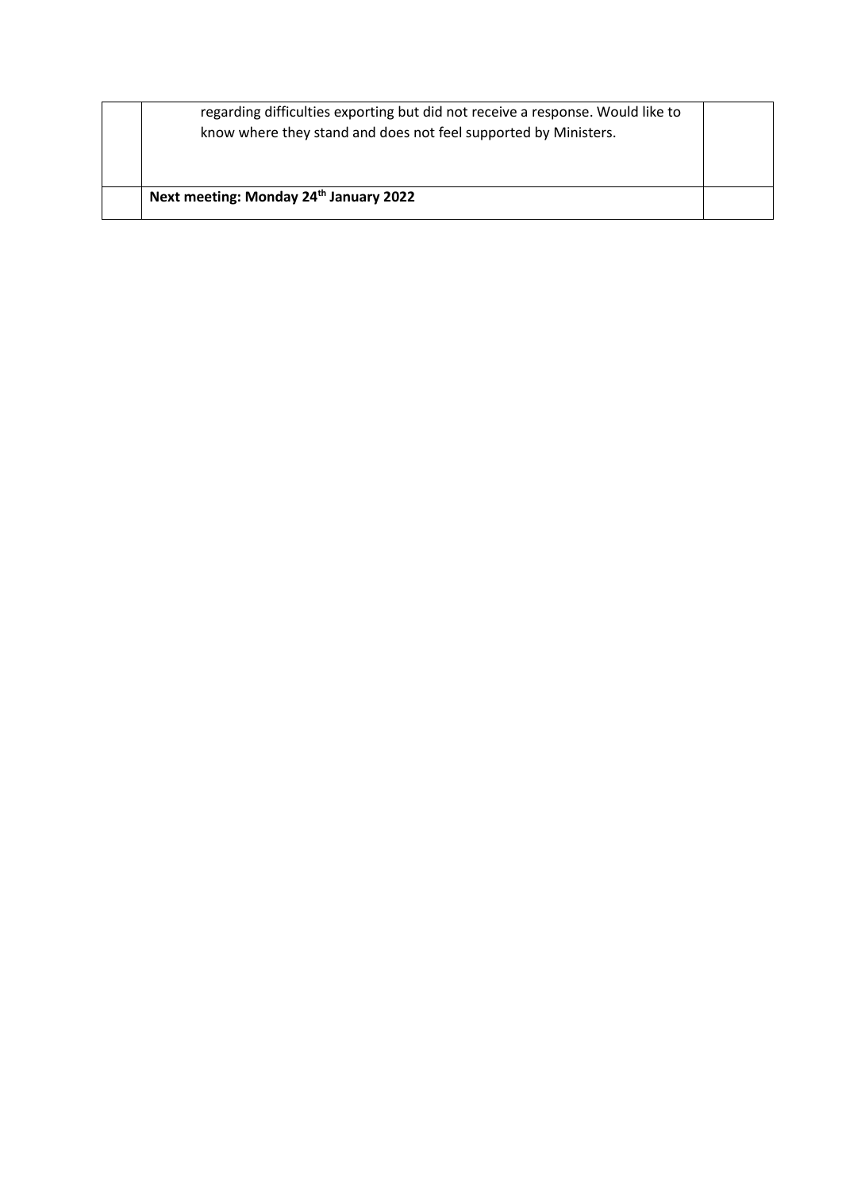| | | |
|---|---|---|
| | regarding difficulties exporting but did not receive a response. Would like to know where they stand and does not feel supported by Ministers. | |
| | **Next meeting: Monday 24th January 2022** | |